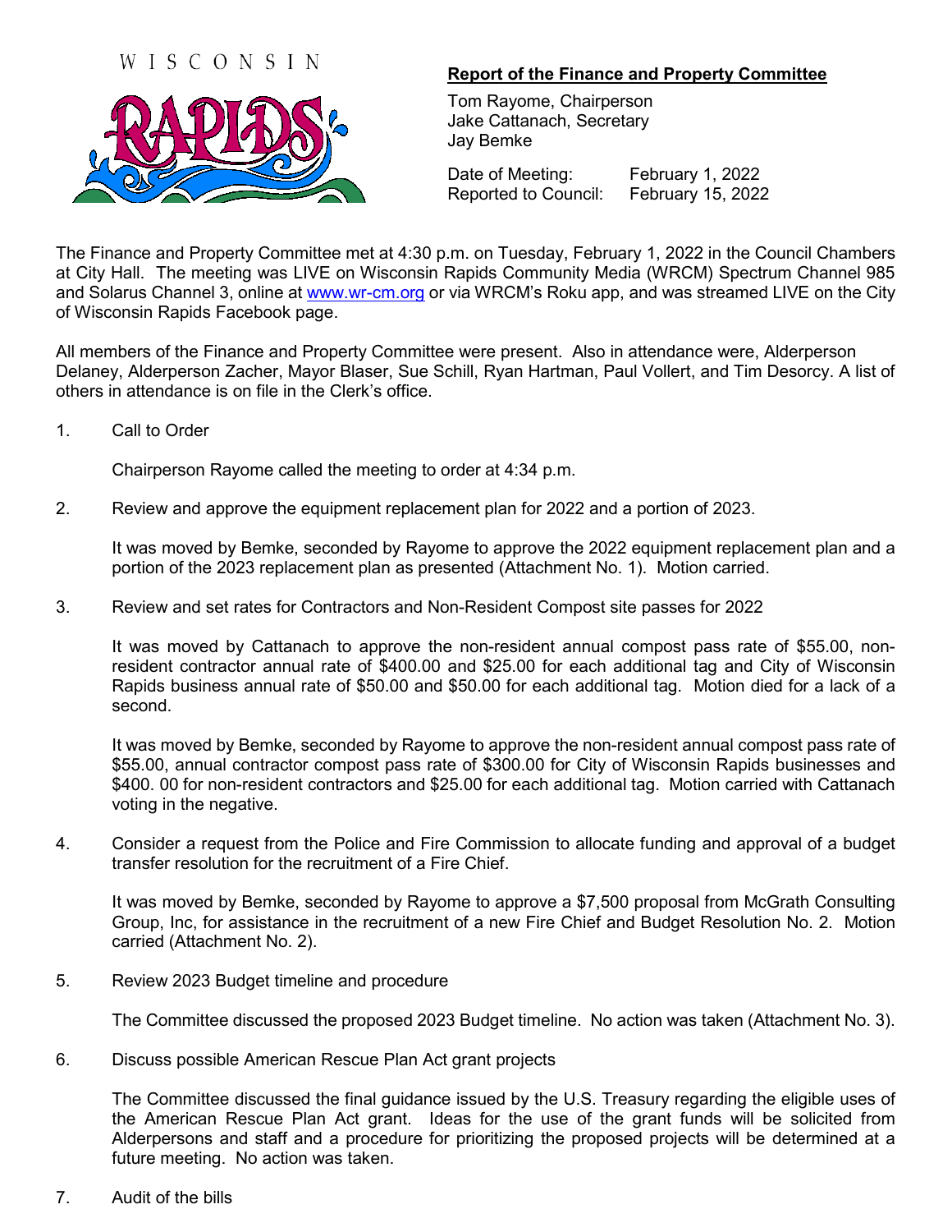WISCONSIN RAPIDS

## Report of the Finance and Property Committee

Tom Rayome, Chairperson
Jake Cattanach, Secretary
Jay Bemke

Date of Meeting: February 1, 2022
Reported to Council: February 15, 2022

The Finance and Property Committee met at 4:30 p.m. on Tuesday, February 1, 2022 in the Council Chambers at City Hall. The meeting was LIVE on Wisconsin Rapids Community Media (WRCM) Spectrum Channel 985 and Solarus Channel 3, online at www.wr-cm.org or via WRCM's Roku app, and was streamed LIVE on the City of Wisconsin Rapids Facebook page.

All members of the Finance and Property Committee were present. Also in attendance were, Alderperson Delaney, Alderperson Zacher, Mayor Blaser, Sue Schill, Ryan Hartman, Paul Vollert, and Tim Desorcy. A list of others in attendance is on file in the Clerk's office.

1. Call to Order

   Chairperson Rayome called the meeting to order at 4:34 p.m.

2. Review and approve the equipment replacement plan for 2022 and a portion of 2023.

   It was moved by Bemke, seconded by Rayome to approve the 2022 equipment replacement plan and a portion of the 2023 replacement plan as presented (Attachment No. 1). Motion carried.

3. Review and set rates for Contractors and Non-Resident Compost site passes for 2022

   It was moved by Cattanach to approve the non-resident annual compost pass rate of $55.00, non-resident contractor annual rate of $400.00 and $25.00 for each additional tag and City of Wisconsin Rapids business annual rate of $50.00 and $50.00 for each additional tag. Motion died for a lack of a second.

   It was moved by Bemke, seconded by Rayome to approve the non-resident annual compost pass rate of $55.00, annual contractor compost pass rate of $300.00 for City of Wisconsin Rapids businesses and $400. 00 for non-resident contractors and $25.00 for each additional tag. Motion carried with Cattanach voting in the negative.

4. Consider a request from the Police and Fire Commission to allocate funding and approval of a budget transfer resolution for the recruitment of a Fire Chief.

   It was moved by Bemke, seconded by Rayome to approve a $7,500 proposal from McGrath Consulting Group, Inc, for assistance in the recruitment of a new Fire Chief and Budget Resolution No. 2. Motion carried (Attachment No. 2).

5. Review 2023 Budget timeline and procedure

   The Committee discussed the proposed 2023 Budget timeline. No action was taken (Attachment No. 3).

6. Discuss possible American Rescue Plan Act grant projects

   The Committee discussed the final guidance issued by the U.S. Treasury regarding the eligible uses of the American Rescue Plan Act grant. Ideas for the use of the grant funds will be solicited from Alderpersons and staff and a procedure for prioritizing the proposed projects will be determined at a future meeting. No action was taken.

7. Audit of the bills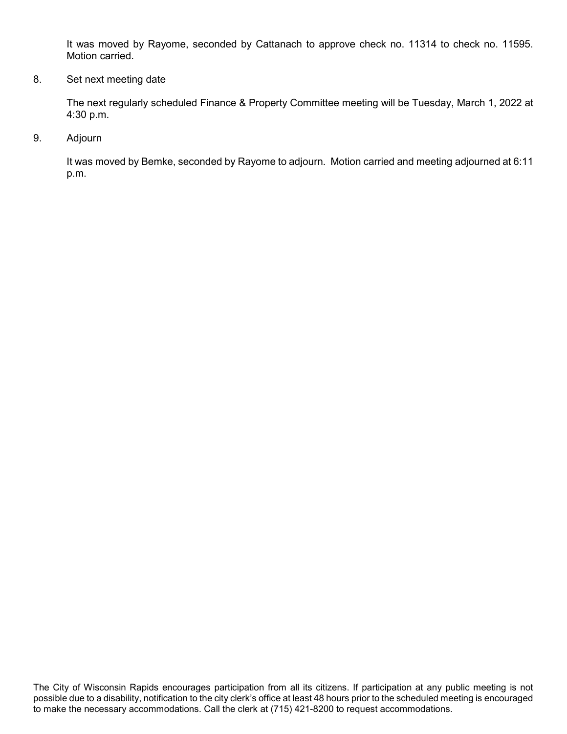It was moved by Rayome, seconded by Cattanach to approve check no. 11314 to check no. 11595. Motion carried.

8. Set next meeting date

   The next regularly scheduled Finance & Property Committee meeting will be Tuesday, March 1, 2022 at 4:30 p.m.

9. Adjourn

   It was moved by Bemke, seconded by Rayome to adjourn. Motion carried and meeting adjourned at 6:11 p.m.

The City of Wisconsin Rapids encourages participation from all its citizens. If participation at any public meeting is not possible due to a disability, notification to the city clerk's office at least 48 hours prior to the scheduled meeting is encouraged to make the necessary accommodations. Call the clerk at (715) 421-8200 to request accommodations.